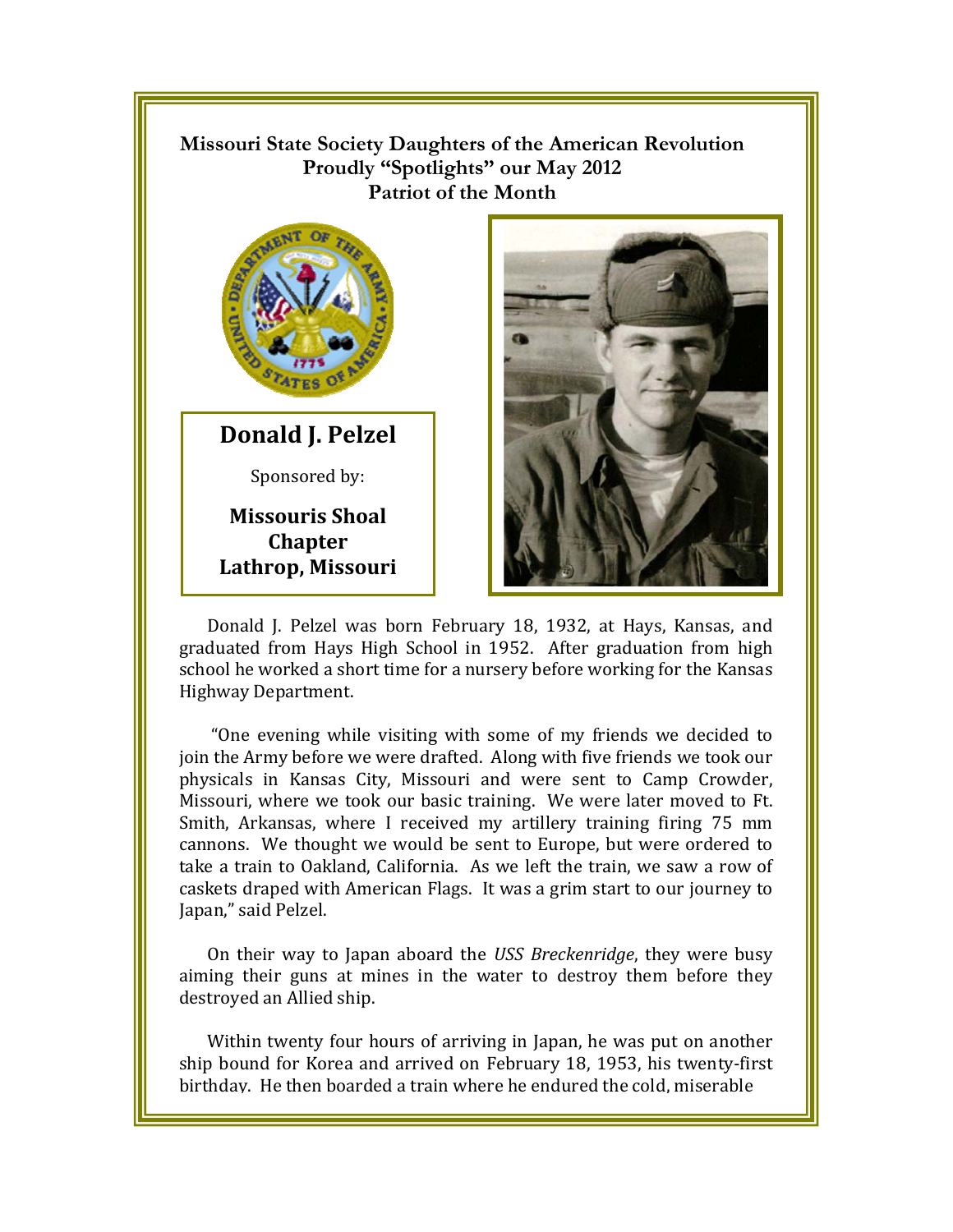**Missouri State Society Daughters of the American Revolution**
**Proudly "Spotlights" our May 2012**
**Patriot of the Month**

## Donald J. Pelzel

Sponsored by:

**Missouris Shoal Chapter**
**Lathrop, Missouri**

Donald J. Pelzel was born February 18, 1932, at Hays, Kansas, and graduated from Hays High School in 1952. After graduation from high school he worked a short time for a nursery before working for the Kansas Highway Department.

"One evening while visiting with some of my friends we decided to join the Army before we were drafted. Along with five friends we took our physicals in Kansas City, Missouri and were sent to Camp Crowder, Missouri, where we took our basic training. We were later moved to Ft. Smith, Arkansas, where I received my artillery training firing 75 mm cannons. We thought we would be sent to Europe, but were ordered to take a train to Oakland, California. As we left the train, we saw a row of caskets draped with American Flags. It was a grim start to our journey to Japan," said Pelzel.

On their way to Japan aboard the *USS Breckenridge*, they were busy aiming their guns at mines in the water to destroy them before they destroyed an Allied ship.

Within twenty four hours of arriving in Japan, he was put on another ship bound for Korea and arrived on February 18, 1953, his twenty-first birthday. He then boarded a train where he endured the cold, miserable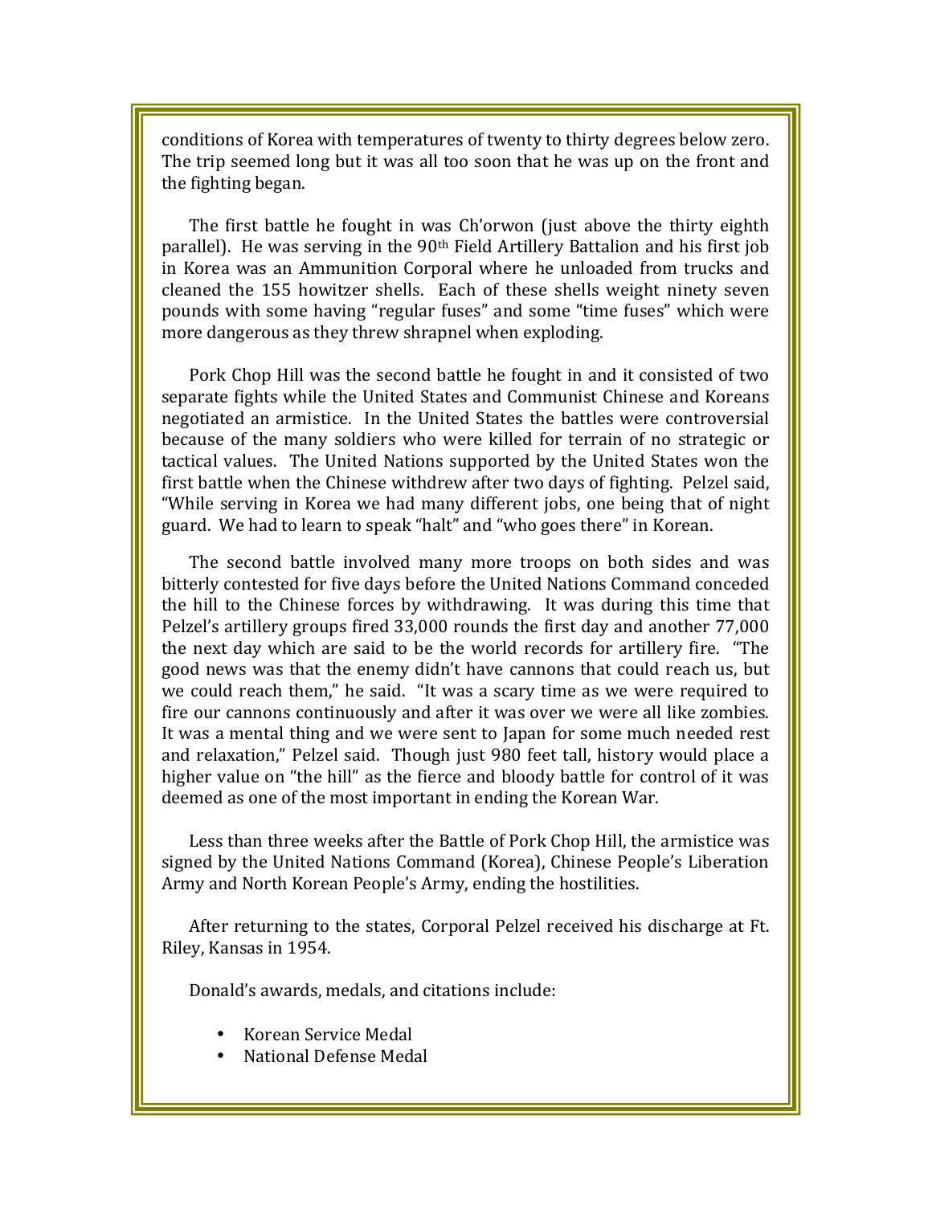conditions of Korea with temperatures of twenty to thirty degrees below zero. The trip seemed long but it was all too soon that he was up on the front and the fighting began.

The first battle he fought in was Ch'orwon (just above the thirty eighth parallel). He was serving in the 90th Field Artillery Battalion and his first job in Korea was an Ammunition Corporal where he unloaded from trucks and cleaned the 155 howitzer shells. Each of these shells weight ninety seven pounds with some having "regular fuses" and some "time fuses" which were more dangerous as they threw shrapnel when exploding.

Pork Chop Hill was the second battle he fought in and it consisted of two separate fights while the United States and Communist Chinese and Koreans negotiated an armistice. In the United States the battles were controversial because of the many soldiers who were killed for terrain of no strategic or tactical values. The United Nations supported by the United States won the first battle when the Chinese withdrew after two days of fighting. Pelzel said, "While serving in Korea we had many different jobs, one being that of night guard. We had to learn to speak "halt" and "who goes there" in Korean.

The second battle involved many more troops on both sides and was bitterly contested for five days before the United Nations Command conceded the hill to the Chinese forces by withdrawing. It was during this time that Pelzel's artillery groups fired 33,000 rounds the first day and another 77,000 the next day which are said to be the world records for artillery fire. "The good news was that the enemy didn't have cannons that could reach us, but we could reach them," he said. "It was a scary time as we were required to fire our cannons continuously and after it was over we were all like zombies. It was a mental thing and we were sent to Japan for some much needed rest and relaxation," Pelzel said. Though just 980 feet tall, history would place a higher value on "the hill" as the fierce and bloody battle for control of it was deemed as one of the most important in ending the Korean War.

Less than three weeks after the Battle of Pork Chop Hill, the armistice was signed by the United Nations Command (Korea), Chinese People's Liberation Army and North Korean People's Army, ending the hostilities.

After returning to the states, Corporal Pelzel received his discharge at Ft. Riley, Kansas in 1954.

Donald's awards, medals, and citations include:

- Korean Service Medal
- National Defense Medal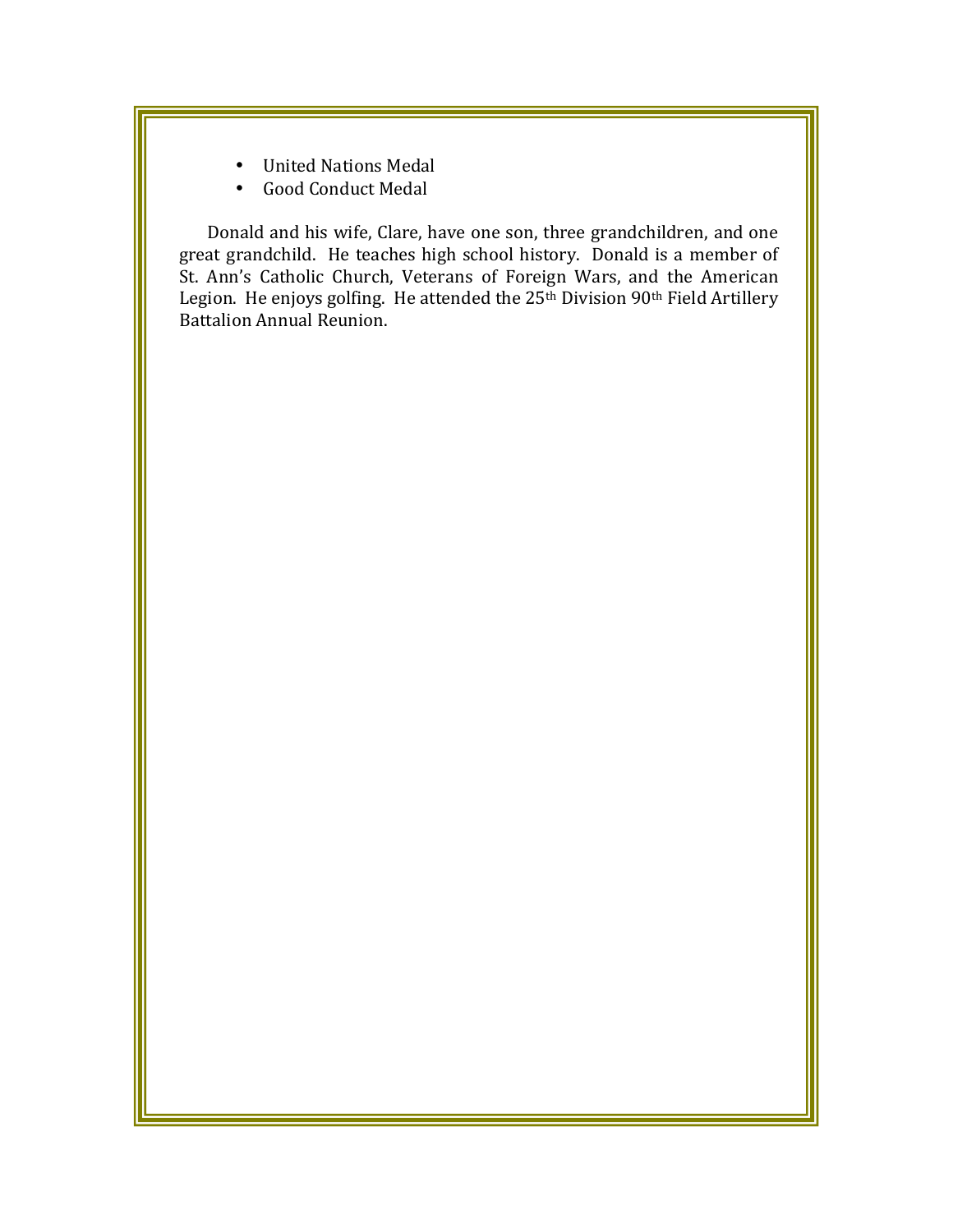- United Nations Medal
- Good Conduct Medal

Donald and his wife, Clare, have one son, three grandchildren, and one great grandchild. He teaches high school history. Donald is a member of St. Ann's Catholic Church, Veterans of Foreign Wars, and the American Legion. He enjoys golfing. He attended the 25th Division 90th Field Artillery Battalion Annual Reunion.